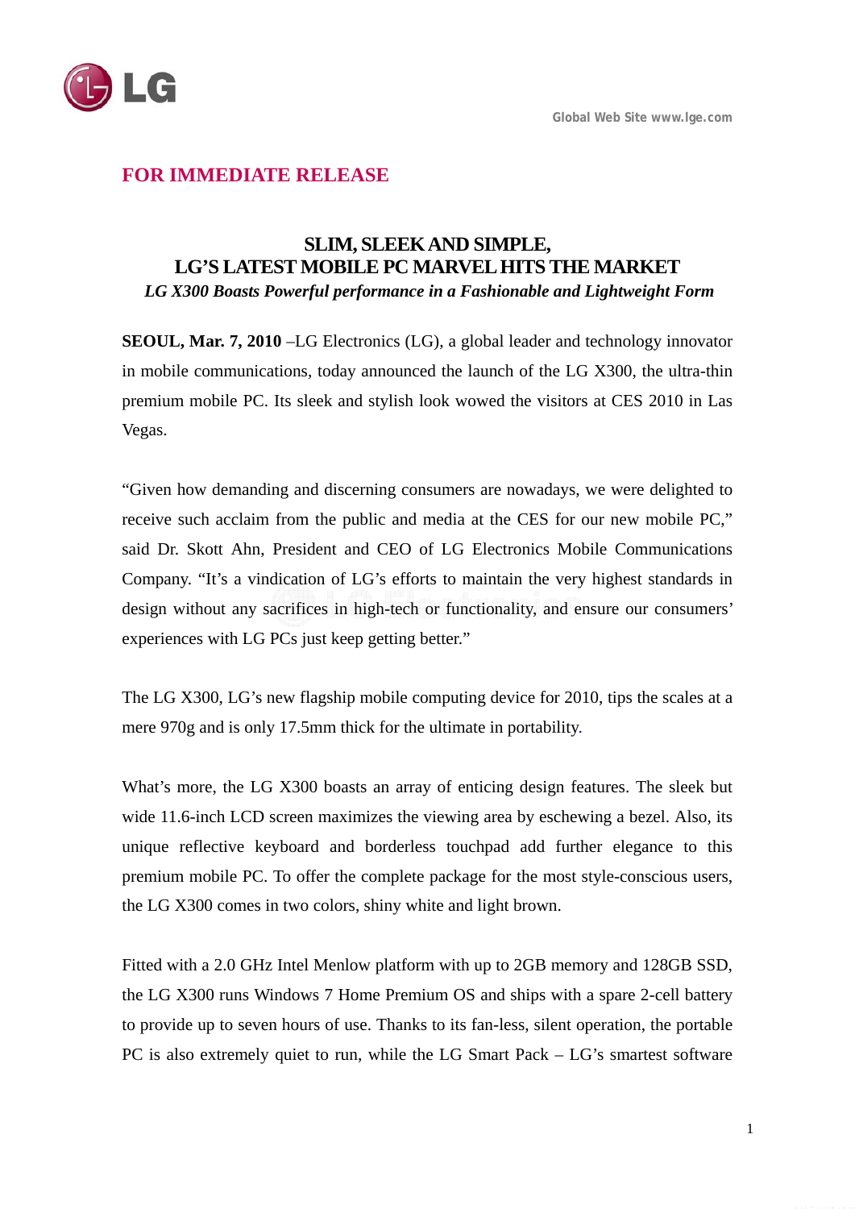Global Web Site www.lge.com

**FOR IMMEDIATE RELEASE**

# SLIM, SLEEK AND SIMPLE, LG'S LATEST MOBILE PC MARVEL HITS THE MARKET

***LG X300 Boasts Powerful performance in a Fashionable and Lightweight Form***

**SEOUL, Mar. 7, 2010** –LG Electronics (LG), a global leader and technology innovator in mobile communications, today announced the launch of the LG X300, the ultra-thin premium mobile PC. Its sleek and stylish look wowed the visitors at CES 2010 in Las Vegas.

"Given how demanding and discerning consumers are nowadays, we were delighted to receive such acclaim from the public and media at the CES for our new mobile PC," said Dr. Skott Ahn, President and CEO of LG Electronics Mobile Communications Company. "It's a vindication of LG's efforts to maintain the very highest standards in design without any sacrifices in high-tech or functionality, and ensure our consumers' experiences with LG PCs just keep getting better."

The LG X300, LG's new flagship mobile computing device for 2010, tips the scales at a mere 970g and is only 17.5mm thick for the ultimate in portability.

What's more, the LG X300 boasts an array of enticing design features. The sleek but wide 11.6-inch LCD screen maximizes the viewing area by eschewing a bezel. Also, its unique reflective keyboard and borderless touchpad add further elegance to this premium mobile PC. To offer the complete package for the most style-conscious users, the LG X300 comes in two colors, shiny white and light brown.

Fitted with a 2.0 GHz Intel Menlow platform with up to 2GB memory and 128GB SSD, the LG X300 runs Windows 7 Home Premium OS and ships with a spare 2-cell battery to provide up to seven hours of use. Thanks to its fan-less, silent operation, the portable PC is also extremely quiet to run, while the LG Smart Pack – LG's smartest software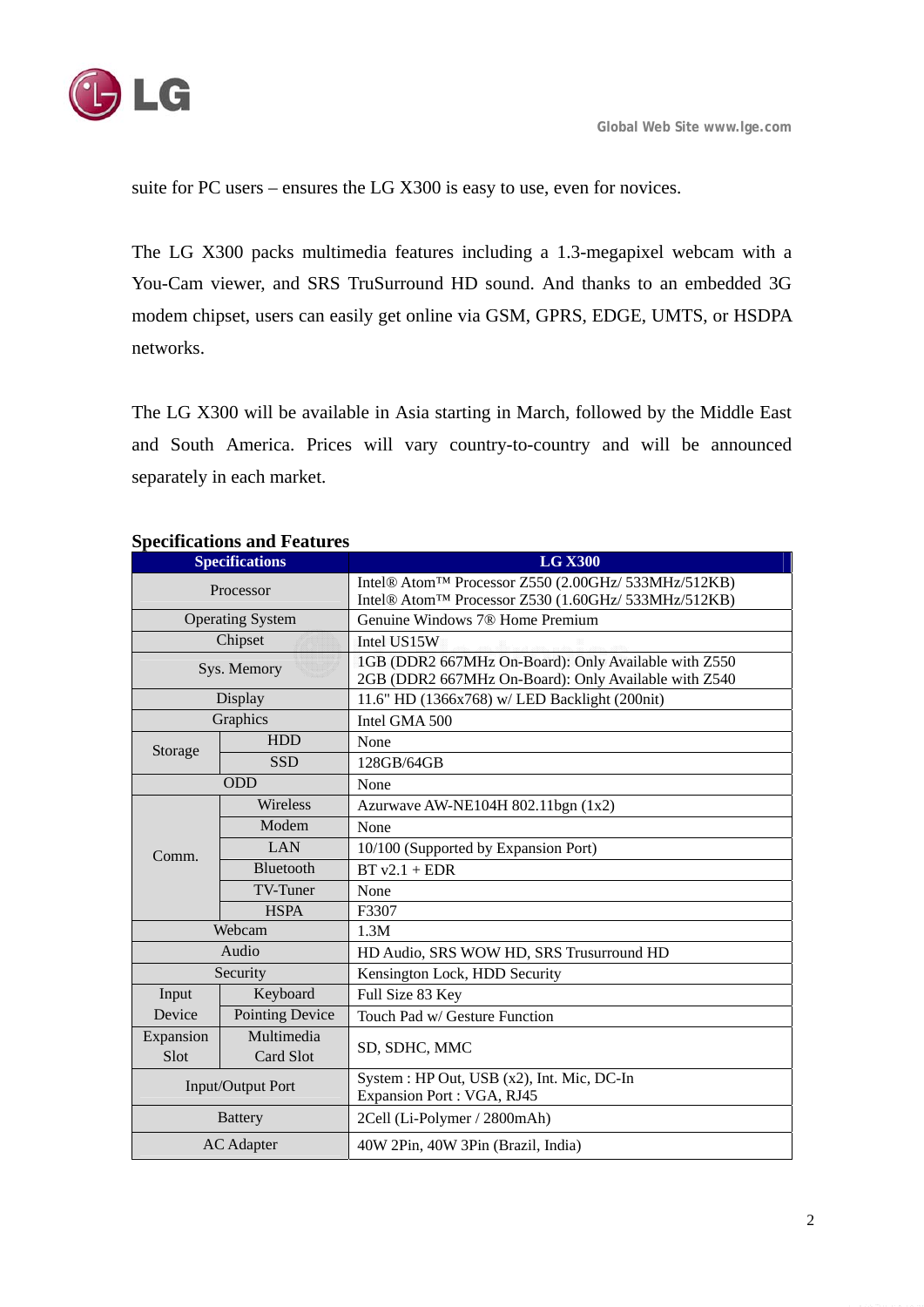suite for PC users – ensures the LG X300 is easy to use, even for novices.

The LG X300 packs multimedia features including a 1.3-megapixel webcam with a You-Cam viewer, and SRS TruSurround HD sound. And thanks to an embedded 3G modem chipset, users can easily get online via GSM, GPRS, EDGE, UMTS, or HSDPA networks.

The LG X300 will be available in Asia starting in March, followed by the Middle East and South America. Prices will vary country-to-country and will be announced separately in each market.

**Specifications and Features**

| Specifications | | LG X300 |
|---|---|---|
| Processor | | Intel® Atom™ Processor Z550 (2.00GHz/ 533MHz/512KB)<br>Intel® Atom™ Processor Z530 (1.60GHz/ 533MHz/512KB) |
| Operating System | | Genuine Windows 7® Home Premium |
| Chipset | | Intel US15W |
| Sys. Memory | | 1GB (DDR2 667MHz On-Board): Only Available with Z550<br>2GB (DDR2 667MHz On-Board): Only Available with Z540 |
| Display | | 11.6" HD (1366x768) w/ LED Backlight (200nit) |
| Graphics | | Intel GMA 500 |
| Storage | HDD | None |
| | SSD | 128GB/64GB |
| ODD | | None |
| Comm. | Wireless | Azurwave AW-NE104H 802.11bgn (1x2) |
| | Modem | None |
| | LAN | 10/100 (Supported by Expansion Port) |
| | Bluetooth | BT v2.1 + EDR |
| | TV-Tuner | None |
| | HSPA | F3307 |
| Webcam | | 1.3M |
| Audio | | HD Audio, SRS WOW HD, SRS Trusurround HD |
| Security | | Kensington Lock, HDD Security |
| Input Device | Keyboard | Full Size 83 Key |
| | Pointing Device | Touch Pad w/ Gesture Function |
| Expansion Slot | Multimedia Card Slot | SD, SDHC, MMC |
| Input/Output Port | | System : HP Out, USB (x2), Int. Mic, DC-In<br>Expansion Port : VGA, RJ45 |
| Battery | | 2Cell (Li-Polymer / 2800mAh) |
| AC Adapter | | 40W 2Pin, 40W 3Pin (Brazil, India) |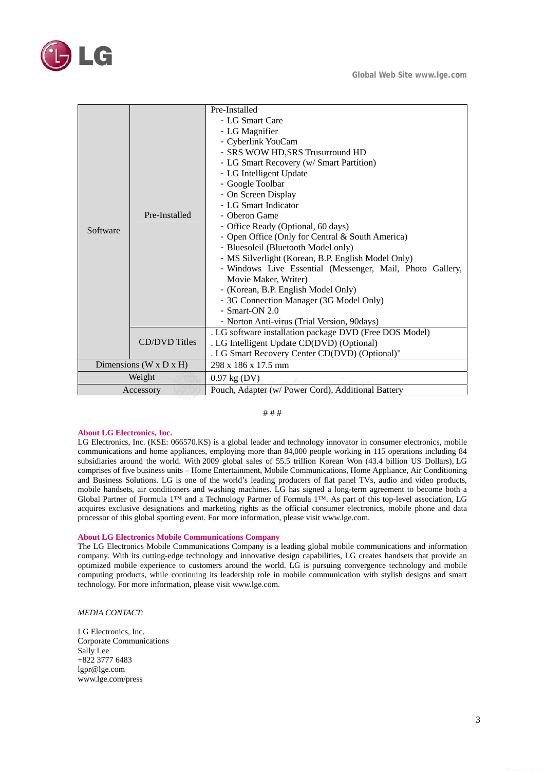| | | |
|---|---|---|
| Software | Pre-Installed | Pre-Installed<br>- LG Smart Care<br>- LG Magnifier<br>- Cyberlink YouCam<br>- SRS WOW HD,SRS Trusurround HD<br>- LG Smart Recovery (w/ Smart Partition)<br>- LG Intelligent Update<br>- Google Toolbar<br>- On Screen Display<br>- LG Smart Indicator<br>- Oberon Game<br>- Office Ready (Optional, 60 days)<br>- Open Office (Only for Central & South America)<br>- Bluesoleil (Bluetooth Model only)<br>- MS Silverlight (Korean, B.P. English Model Only)<br>- Windows Live Essential (Messenger, Mail, Photo Gallery, Movie Maker, Writer)<br>- (Korean, B.P. English Model Only)<br>- 3G Connection Manager (3G Model Only)<br>- Smart-ON 2.0<br>- Norton Anti-virus (Trial Version, 90days) |
| | CD/DVD Titles | . LG software installation package DVD (Free DOS Model)<br>. LG Intelligent Update CD(DVD) (Optional)<br>. LG Smart Recovery Center CD(DVD) (Optional)" |
| Dimensions (W x D x H) | | 298 x 186 x 17.5 mm |
| Weight | | 0.97 kg (DV) |
| Accessory | | Pouch, Adapter (w/ Power Cord), Additional Battery |

# # #

**About LG Electronics, Inc.**

LG Electronics, Inc. (KSE: 066570.KS) is a global leader and technology innovator in consumer electronics, mobile communications and home appliances, employing more than 84,000 people working in 115 operations including 84 subsidiaries around the world. With 2009 global sales of 55.5 trillion Korean Won (43.4 billion US Dollars), LG comprises of five business units – Home Entertainment, Mobile Communications, Home Appliance, Air Conditioning and Business Solutions. LG is one of the world's leading producers of flat panel TVs, audio and video products, mobile handsets, air conditioners and washing machines. LG has signed a long-term agreement to become both a Global Partner of Formula 1™ and a Technology Partner of Formula 1™. As part of this top-level association, LG acquires exclusive designations and marketing rights as the official consumer electronics, mobile phone and data processor of this global sporting event. For more information, please visit www.lge.com.

**About LG Electronics Mobile Communications Company**

The LG Electronics Mobile Communications Company is a leading global mobile communications and information company. With its cutting-edge technology and innovative design capabilities, LG creates handsets that provide an optimized mobile experience to customers around the world. LG is pursuing convergence technology and mobile computing products, while continuing its leadership role in mobile communication with stylish designs and smart technology. For more information, please visit www.lge.com.

*MEDIA CONTACT:*

LG Electronics, Inc.
Corporate Communications
Sally Lee
+822 3777 6483
lgpr@lge.com
www.lge.com/press